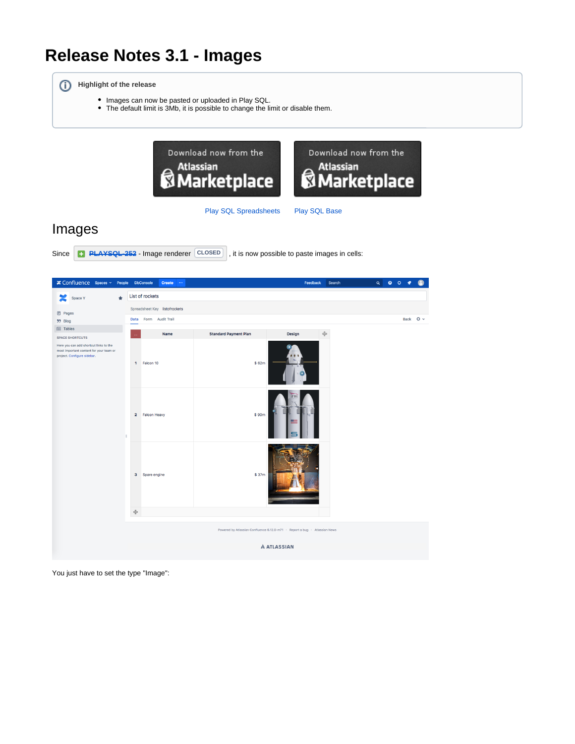# Release Notes 3.1 - Images

**Highlight of the release**

- Images can now be pasted or uploaded in Play SQL.
- The default limit is 3Mb, it is possible to change the limit or disable them.

Play SQL Spreadsheets    Play SQL Base

## Images

Since PLAYSQL-252 - Image renderer CLOSED , it is now possible to paste images in cells:

You just have to set the type "Image":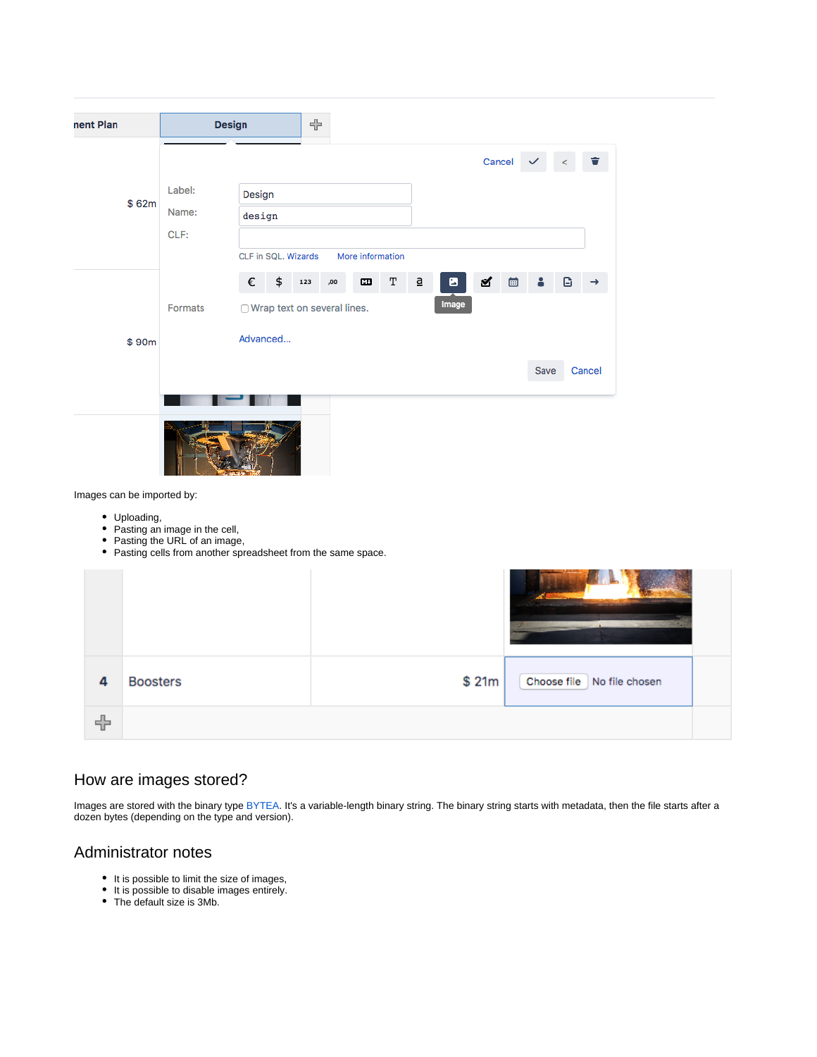Images can be imported by:

- Uploading,
- Pasting an image in the cell,
- Pasting the URL of an image,
- Pasting cells from another spreadsheet from the same space.

## How are images stored?

Images are stored with the binary type BYTEA. It's a variable-length binary string. The binary string starts with metadata, then the file starts after a dozen bytes (depending on the type and version).

## Administrator notes

- It is possible to limit the size of images,
- It is possible to disable images entirely.
- The default size is 3Mb.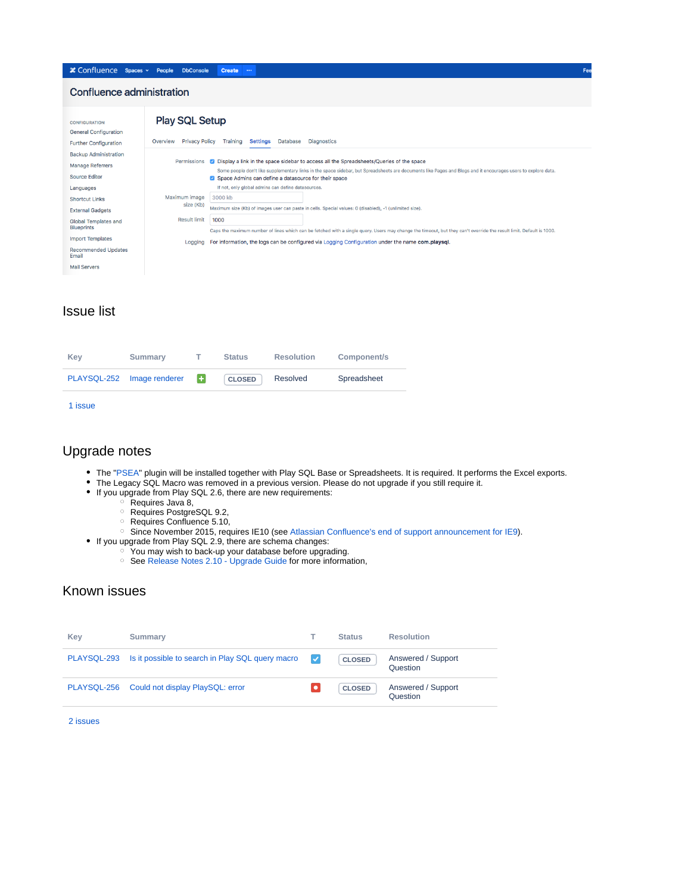## Issue list

| Key | Summary | T | Status | Resolution | Component/s |
|---|---|---|---|---|---|
| PLAYSQL-252 | Image renderer | | CLOSED | Resolved | Spreadsheet |

1 issue

## Upgrade notes

- The "PSEA" plugin will be installed together with Play SQL Base or Spreadsheets. It is required. It performs the Excel exports.
- The Legacy SQL Macro was removed in a previous version. Please do not upgrade if you still require it.
- If you upgrade from Play SQL 2.6, there are new requirements:
  - Requires Java 8,
  - Requires PostgreSQL 9.2,
  - Requires Confluence 5.10,
  - Since November 2015, requires IE10 (see Atlassian Confluence's end of support announcement for IE9).
- If you upgrade from Play SQL 2.9, there are schema changes:
  - You may wish to back-up your database before upgrading.
  - See Release Notes 2.10 - Upgrade Guide for more information,

## Known issues

| Key | Summary | T | Status | Resolution |
|---|---|---|---|---|
| PLAYSQL-293 | Is it possible to search in Play SQL query macro | | CLOSED | Answered / Support Question |
| PLAYSQL-256 | Could not display PlaySQL: error | | CLOSED | Answered / Support Question |

2 issues